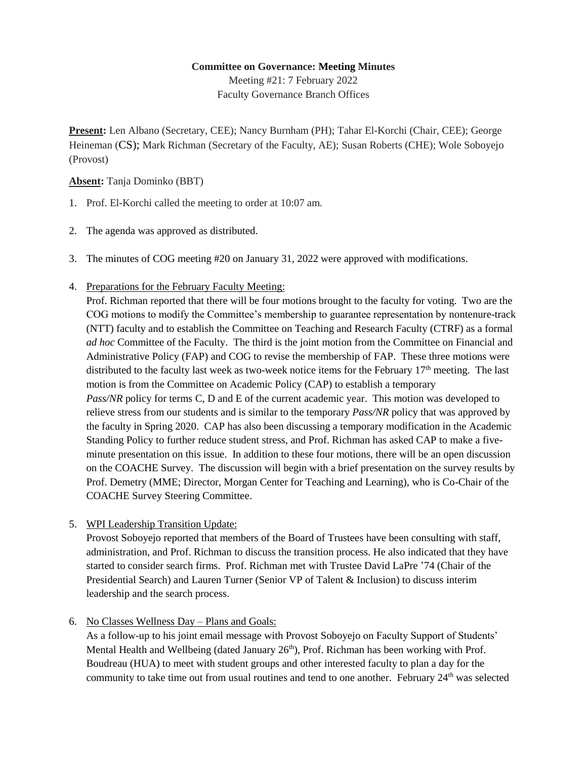**Committee on Governance: Meeting Minutes**

Meeting #21: 7 February 2022

Faculty Governance Branch Offices

**Present:** Len Albano (Secretary, CEE); Nancy Burnham (PH); Tahar El-Korchi (Chair, CEE); George Heineman (CS); Mark Richman (Secretary of the Faculty, AE); Susan Roberts (CHE); Wole Soboyejo (Provost)

**Absent:** Tanja Dominko (BBT)

1. Prof. El-Korchi called the meeting to order at 10:07 am.

2. The agenda was approved as distributed.

3. The minutes of COG meeting #20 on January 31, 2022 were approved with modifications.

4. Preparations for the February Faculty Meeting:

   Prof. Richman reported that there will be four motions brought to the faculty for voting. Two are the COG motions to modify the Committee's membership to guarantee representation by nontenure-track (NTT) faculty and to establish the Committee on Teaching and Research Faculty (CTRF) as a formal *ad hoc* Committee of the Faculty. The third is the joint motion from the Committee on Financial and Administrative Policy (FAP) and COG to revise the membership of FAP. These three motions were distributed to the faculty last week as two-week notice items for the February 17th meeting. The last motion is from the Committee on Academic Policy (CAP) to establish a temporary *Pass/NR* policy for terms C, D and E of the current academic year. This motion was developed to relieve stress from our students and is similar to the temporary *Pass/NR* policy that was approved by the faculty in Spring 2020. CAP has also been discussing a temporary modification in the Academic Standing Policy to further reduce student stress, and Prof. Richman has asked CAP to make a five-minute presentation on this issue. In addition to these four motions, there will be an open discussion on the COACHE Survey. The discussion will begin with a brief presentation on the survey results by Prof. Demetry (MME; Director, Morgan Center for Teaching and Learning), who is Co-Chair of the COACHE Survey Steering Committee.

5. WPI Leadership Transition Update:

   Provost Soboyejo reported that members of the Board of Trustees have been consulting with staff, administration, and Prof. Richman to discuss the transition process. He also indicated that they have started to consider search firms. Prof. Richman met with Trustee David LaPre '74 (Chair of the Presidential Search) and Lauren Turner (Senior VP of Talent & Inclusion) to discuss interim leadership and the search process.

6. No Classes Wellness Day – Plans and Goals:

   As a follow-up to his joint email message with Provost Soboyejo on Faculty Support of Students' Mental Health and Wellbeing (dated January 26th), Prof. Richman has been working with Prof. Boudreau (HUA) to meet with student groups and other interested faculty to plan a day for the community to take time out from usual routines and tend to one another. February 24th was selected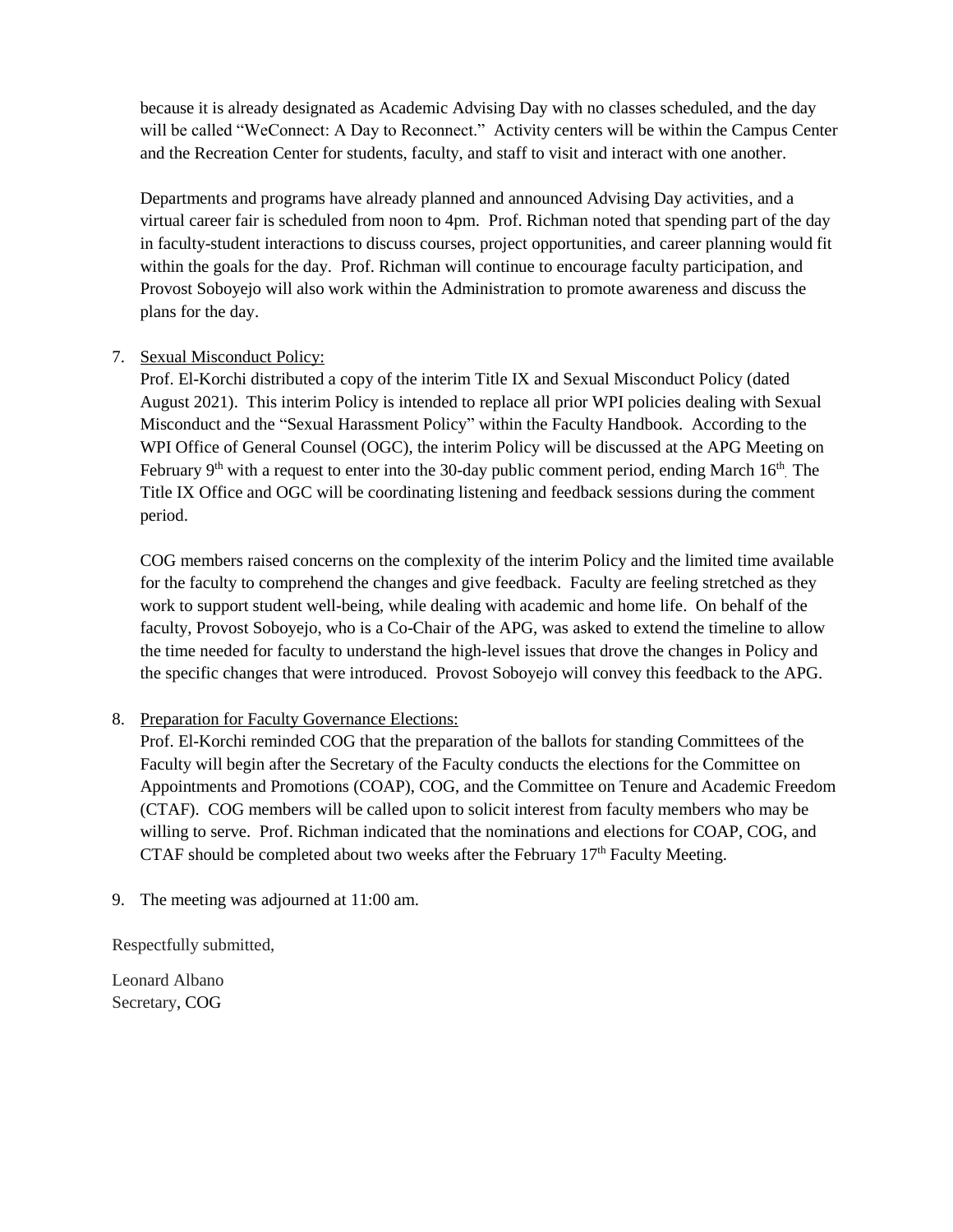because it is already designated as Academic Advising Day with no classes scheduled, and the day will be called "WeConnect: A Day to Reconnect." Activity centers will be within the Campus Center and the Recreation Center for students, faculty, and staff to visit and interact with one another.

Departments and programs have already planned and announced Advising Day activities, and a virtual career fair is scheduled from noon to 4pm. Prof. Richman noted that spending part of the day in faculty-student interactions to discuss courses, project opportunities, and career planning would fit within the goals for the day. Prof. Richman will continue to encourage faculty participation, and Provost Soboyejo will also work within the Administration to promote awareness and discuss the plans for the day.

7. <u>Sexual Misconduct Policy:</u>

   Prof. El-Korchi distributed a copy of the interim Title IX and Sexual Misconduct Policy (dated August 2021). This interim Policy is intended to replace all prior WPI policies dealing with Sexual Misconduct and the "Sexual Harassment Policy" within the Faculty Handbook. According to the WPI Office of General Counsel (OGC), the interim Policy will be discussed at the APG Meeting on February 9th with a request to enter into the 30-day public comment period, ending March 16th. The Title IX Office and OGC will be coordinating listening and feedback sessions during the comment period.

   COG members raised concerns on the complexity of the interim Policy and the limited time available for the faculty to comprehend the changes and give feedback. Faculty are feeling stretched as they work to support student well-being, while dealing with academic and home life. On behalf of the faculty, Provost Soboyejo, who is a Co-Chair of the APG, was asked to extend the timeline to allow the time needed for faculty to understand the high-level issues that drove the changes in Policy and the specific changes that were introduced. Provost Soboyejo will convey this feedback to the APG.

8. <u>Preparation for Faculty Governance Elections:</u>

   Prof. El-Korchi reminded COG that the preparation of the ballots for standing Committees of the Faculty will begin after the Secretary of the Faculty conducts the elections for the Committee on Appointments and Promotions (COAP), COG, and the Committee on Tenure and Academic Freedom (CTAF). COG members will be called upon to solicit interest from faculty members who may be willing to serve. Prof. Richman indicated that the nominations and elections for COAP, COG, and CTAF should be completed about two weeks after the February 17th Faculty Meeting.

9. The meeting was adjourned at 11:00 am.

Respectfully submitted,

Leonard Albano
Secretary, COG